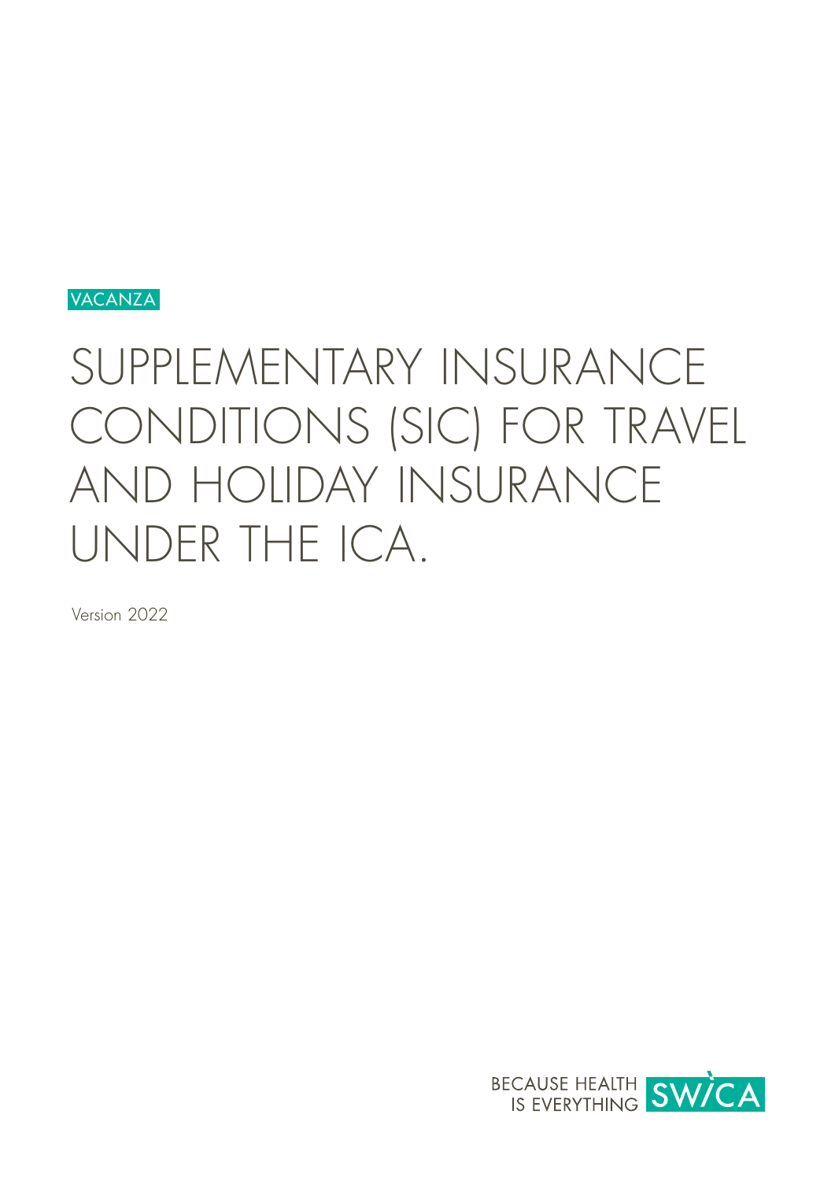VACANZA

# SUPPLEMENTARY INSURANCE CONDITIONS (SIC) FOR TRAVEL AND HOLIDAY INSURANCE UNDER THE ICA.

Version 2022

BECAUSE HEALTH IS EVERYTHING SWICA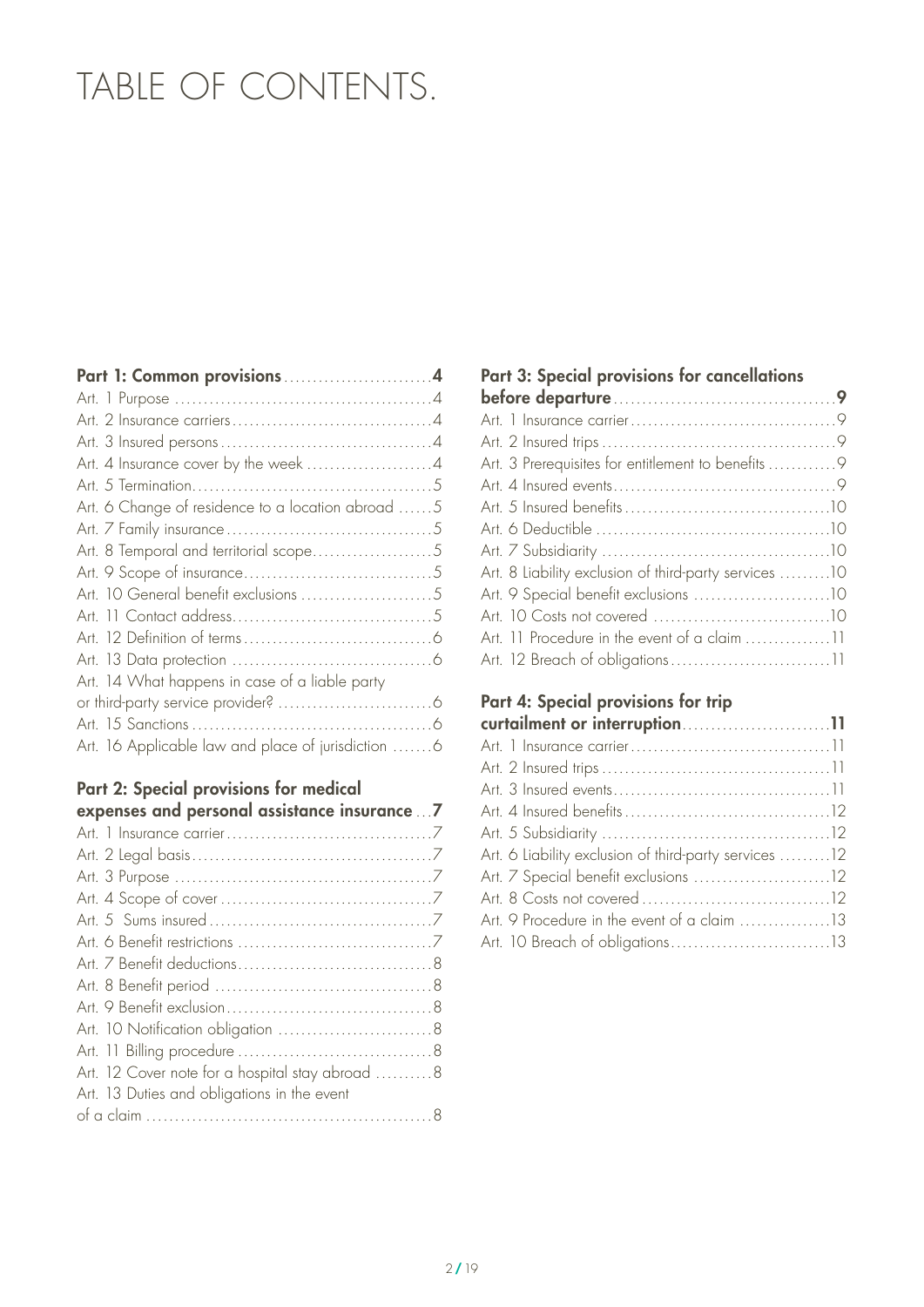# TABLE OF CONTENTS.

**Part 1: Common provisions** .......................... **4**

Art. 1 Purpose ............................................. 4
Art. 2 Insurance carriers .................................. 4
Art. 3 Insured persons ..................................... 4
Art. 4 Insurance cover by the week ......................... 4
Art. 5 Termination ......................................... 5
Art. 6 Change of residence to a location abroad ............ 5
Art. 7 Family insurance .................................... 5
Art. 8 Temporal and territorial scope ...................... 5
Art. 9 Scope of insurance .................................. 5
Art. 10 General benefit exclusions ......................... 5
Art. 11 Contact address .................................... 5
Art. 12 Definition of terms ................................ 6
Art. 13 Data protection .................................... 6
Art. 14 What happens in case of a liable party or third-party service provider? ........ 6
Art. 15 Sanctions .......................................... 6
Art. 16 Applicable law and place of jurisdiction ........... 6

**Part 2: Special provisions for medical expenses and personal assistance insurance** ... **7**

Art. 1 Insurance carrier ................................... 7
Art. 2 Legal basis ......................................... 7
Art. 3 Purpose ............................................. 7
Art. 4 Scope of cover ...................................... 7
Art. 5 Sums insured ........................................ 7
Art. 6 Benefit restrictions ................................ 7
Art. 7 Benefit deductions .................................. 8
Art. 8 Benefit period ...................................... 8
Art. 9 Benefit exclusion ................................... 8
Art. 10 Notification obligation ............................ 8
Art. 11 Billing procedure .................................. 8
Art. 12 Cover note for a hospital stay abroad .............. 8
Art. 13 Duties and obligations in the event of a claim ..... 8

**Part 3: Special provisions for cancellations before departure** ........ **9**

Art. 1 Insurance carrier ................................... 9
Art. 2 Insured trips ....................................... 9
Art. 3 Prerequisites for entitlement to benefits ........... 9
Art. 4 Insured events ...................................... 9
Art. 5 Insured benefits .................................... 10
Art. 6 Deductible .......................................... 10
Art. 7 Subsidiarity ........................................ 10
Art. 8 Liability exclusion of third-party services ......... 10
Art. 9 Special benefit exclusions .......................... 10
Art. 10 Costs not covered .................................. 10
Art. 11 Procedure in the event of a claim .................. 11
Art. 12 Breach of obligations .............................. 11

**Part 4: Special provisions for trip curtailment or interruption** ........ **11**

Art. 1 Insurance carrier ................................... 11
Art. 2 Insured trips ....................................... 11
Art. 3 Insured events ...................................... 11
Art. 4 Insured benefits .................................... 12
Art. 5 Subsidiarity ........................................ 12
Art. 6 Liability exclusion of third-party services ......... 12
Art. 7 Special benefit exclusions .......................... 12
Art. 8 Costs not covered ................................... 12
Art. 9 Procedure in the event of a claim ................... 13
Art. 10 Breach of obligations .............................. 13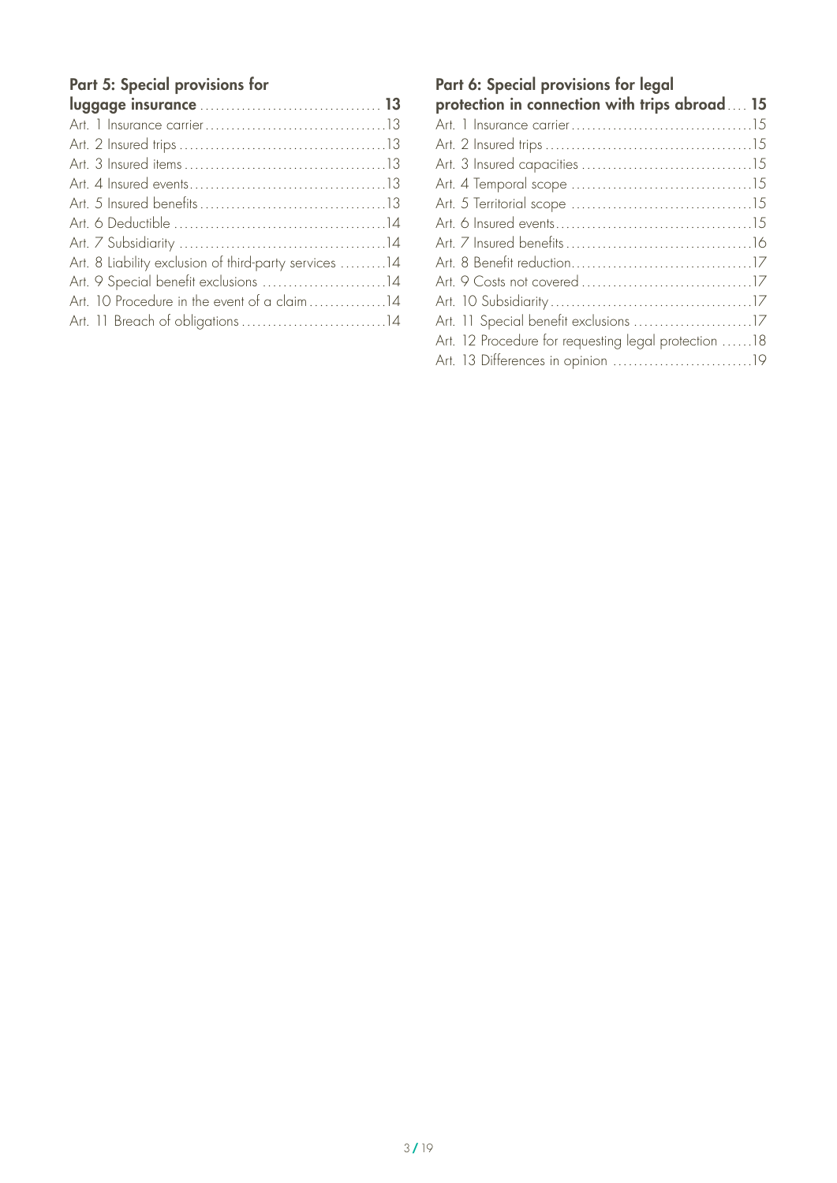**Part 5: Special provisions for luggage insurance** .................................. **13**

Art. 1 Insurance carrier ..................................13
Art. 2 Insured trips ..................................13
Art. 3 Insured items ..................................13
Art. 4 Insured events ..................................13
Art. 5 Insured benefits ..................................13
Art. 6 Deductible ..................................14
Art. 7 Subsidiarity ..................................14
Art. 8 Liability exclusion of third-party services ..................................14
Art. 9 Special benefit exclusions ..................................14
Art. 10 Procedure in the event of a claim ..................................14
Art. 11 Breach of obligations ..................................14

**Part 6: Special provisions for legal protection in connection with trips abroad** .... **15**

Art. 1 Insurance carrier ..................................15
Art. 2 Insured trips ..................................15
Art. 3 Insured capacities ..................................15
Art. 4 Temporal scope ..................................15
Art. 5 Territorial scope ..................................15
Art. 6 Insured events ..................................15
Art. 7 Insured benefits ..................................16
Art. 8 Benefit reduction ..................................17
Art. 9 Costs not covered ..................................17
Art. 10 Subsidiarity ..................................17
Art. 11 Special benefit exclusions ..................................17
Art. 12 Procedure for requesting legal protection ..................................18
Art. 13 Differences in opinion ..................................19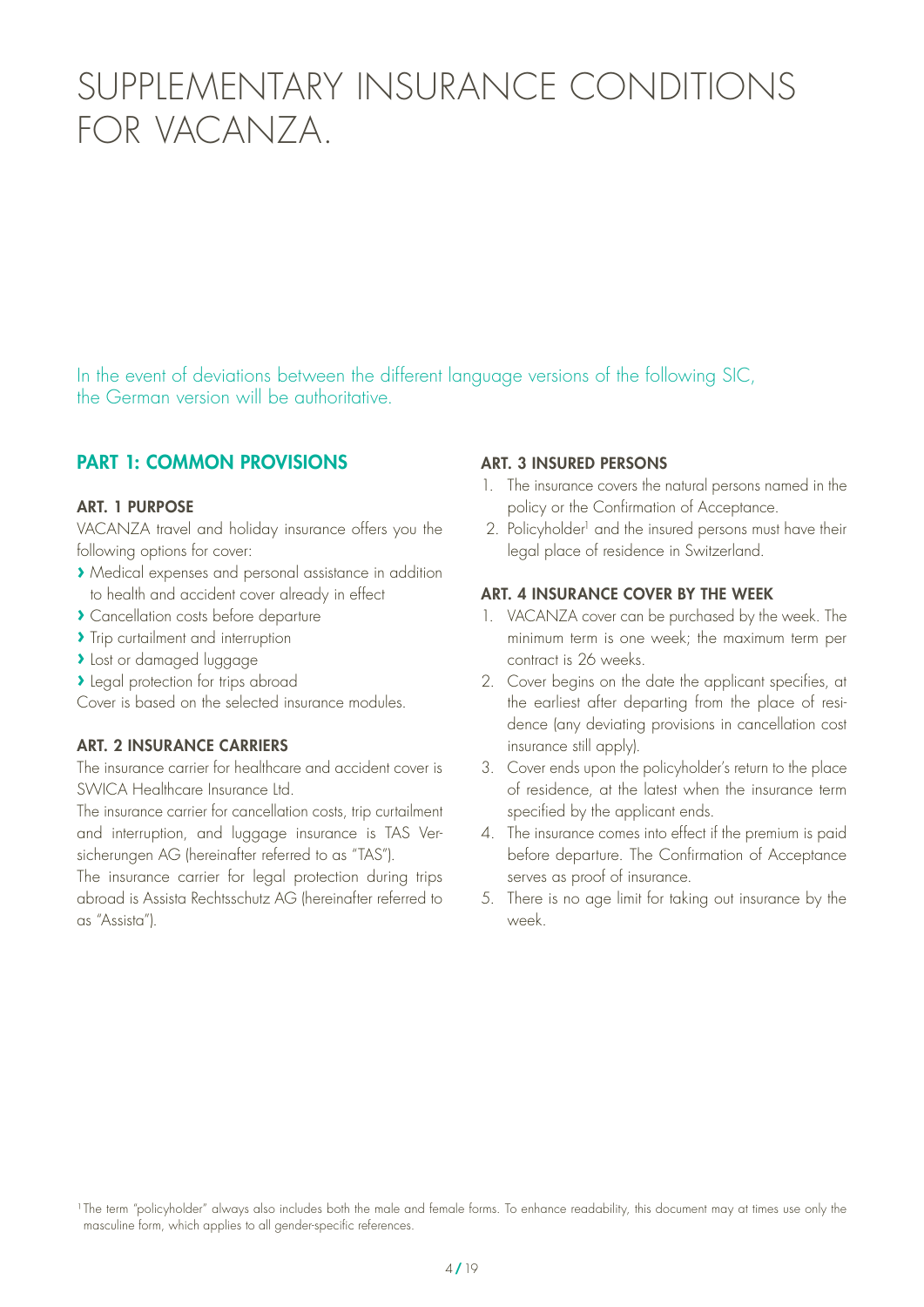# SUPPLEMENTARY INSURANCE CONDITIONS FOR VACANZA.

In the event of deviations between the different language versions of the following SIC, the German version will be authoritative.

## PART 1: COMMON PROVISIONS

### ART. 1 PURPOSE

VACANZA travel and holiday insurance offers you the following options for cover:

- Medical expenses and personal assistance in addition to health and accident cover already in effect
- Cancellation costs before departure
- Trip curtailment and interruption
- Lost or damaged luggage
- Legal protection for trips abroad

Cover is based on the selected insurance modules.

### ART. 2 INSURANCE CARRIERS

The insurance carrier for healthcare and accident cover is SWICA Healthcare Insurance Ltd.

The insurance carrier for cancellation costs, trip curtailment and interruption, and luggage insurance is TAS Versicherungen AG (hereinafter referred to as "TAS").

The insurance carrier for legal protection during trips abroad is Assista Rechtsschutz AG (hereinafter referred to as "Assista").

### ART. 3 INSURED PERSONS

1. The insurance covers the natural persons named in the policy or the Confirmation of Acceptance.
2. Policyholder[1] and the insured persons must have their legal place of residence in Switzerland.

### ART. 4 INSURANCE COVER BY THE WEEK

1. VACANZA cover can be purchased by the week. The minimum term is one week; the maximum term per contract is 26 weeks.
2. Cover begins on the date the applicant specifies, at the earliest after departing from the place of residence (any deviating provisions in cancellation cost insurance still apply).
3. Cover ends upon the policyholder's return to the place of residence, at the latest when the insurance term specified by the applicant ends.
4. The insurance comes into effect if the premium is paid before departure. The Confirmation of Acceptance serves as proof of insurance.
5. There is no age limit for taking out insurance by the week.

[1] The term "policyholder" always also includes both the male and female forms. To enhance readability, this document may at times use only the masculine form, which applies to all gender-specific references.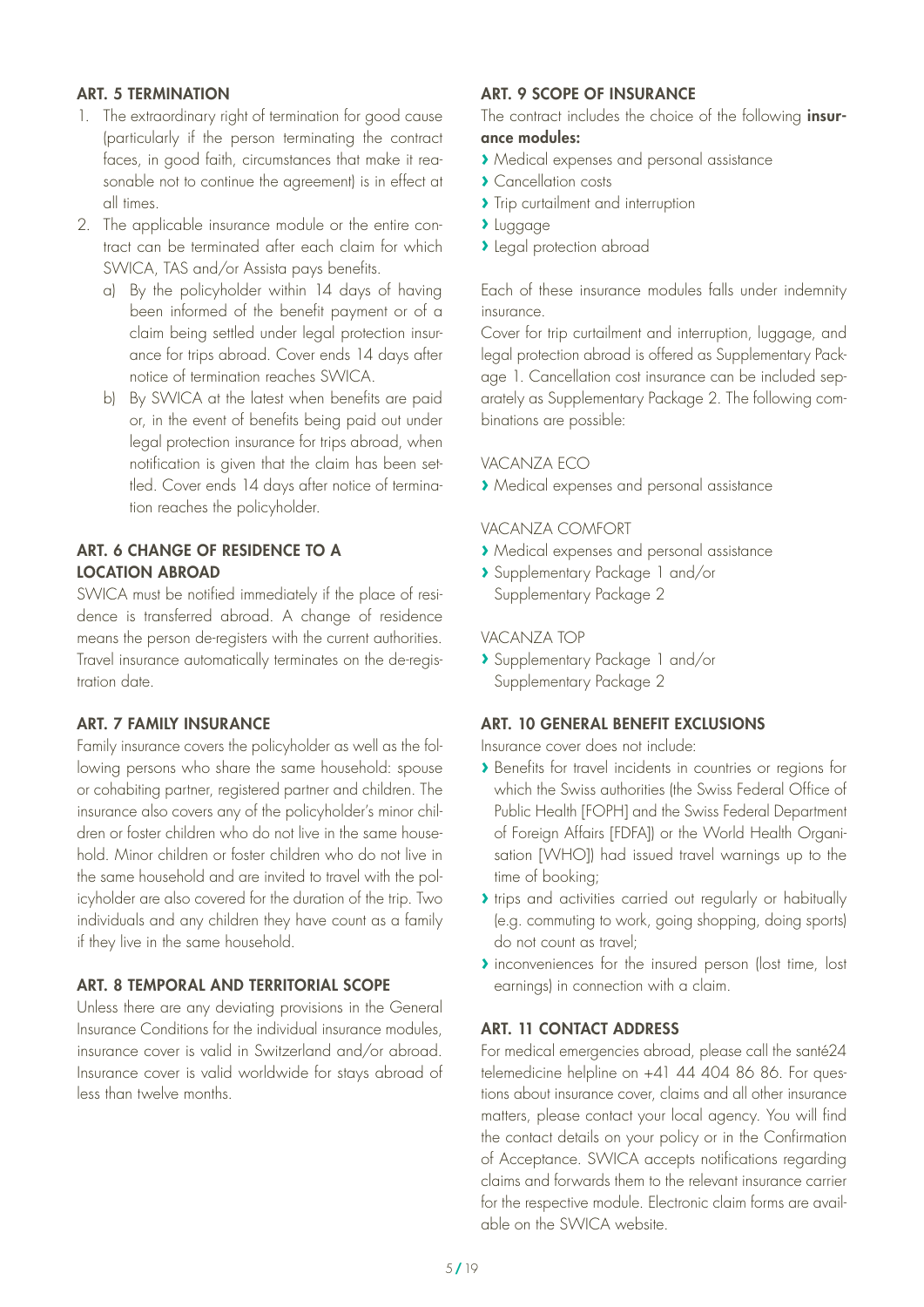## ART. 5 TERMINATION

1. The extraordinary right of termination for good cause (particularly if the person terminating the contract faces, in good faith, circumstances that make it reasonable not to continue the agreement) is in effect at all times.
2. The applicable insurance module or the entire contract can be terminated after each claim for which SWICA, TAS and/or Assista pays benefits.
   a) By the policyholder within 14 days of having been informed of the benefit payment or of a claim being settled under legal protection insurance for trips abroad. Cover ends 14 days after notice of termination reaches SWICA.
   b) By SWICA at the latest when benefits are paid or, in the event of benefits being paid out under legal protection insurance for trips abroad, when notification is given that the claim has been settled. Cover ends 14 days after notice of termination reaches the policyholder.

## ART. 6 CHANGE OF RESIDENCE TO A LOCATION ABROAD

SWICA must be notified immediately if the place of residence is transferred abroad. A change of residence means the person de-registers with the current authorities. Travel insurance automatically terminates on the de-registration date.

## ART. 7 FAMILY INSURANCE

Family insurance covers the policyholder as well as the following persons who share the same household: spouse or cohabiting partner, registered partner and children. The insurance also covers any of the policyholder's minor children or foster children who do not live in the same household. Minor children or foster children who do not live in the same household and are invited to travel with the policyholder are also covered for the duration of the trip. Two individuals and any children they have count as a family if they live in the same household.

## ART. 8 TEMPORAL AND TERRITORIAL SCOPE

Unless there are any deviating provisions in the General Insurance Conditions for the individual insurance modules, insurance cover is valid in Switzerland and/or abroad. Insurance cover is valid worldwide for stays abroad of less than twelve months.

## ART. 9 SCOPE OF INSURANCE

The contract includes the choice of the following **insurance modules:**

- Medical expenses and personal assistance
- Cancellation costs
- Trip curtailment and interruption
- Luggage
- Legal protection abroad

Each of these insurance modules falls under indemnity insurance.

Cover for trip curtailment and interruption, luggage, and legal protection abroad is offered as Supplementary Package 1. Cancellation cost insurance can be included separately as Supplementary Package 2. The following combinations are possible:

VACANZA ECO

- Medical expenses and personal assistance

VACANZA COMFORT

- Medical expenses and personal assistance
- Supplementary Package 1 and/or Supplementary Package 2

VACANZA TOP

- Supplementary Package 1 and/or Supplementary Package 2

## ART. 10 GENERAL BENEFIT EXCLUSIONS

Insurance cover does not include:

- Benefits for travel incidents in countries or regions for which the Swiss authorities (the Swiss Federal Office of Public Health [FOPH] and the Swiss Federal Department of Foreign Affairs [FDFA]) or the World Health Organisation [WHO]) had issued travel warnings up to the time of booking;
- trips and activities carried out regularly or habitually (e.g. commuting to work, going shopping, doing sports) do not count as travel;
- inconveniences for the insured person (lost time, lost earnings) in connection with a claim.

## ART. 11 CONTACT ADDRESS

For medical emergencies abroad, please call the santé24 telemedicine helpline on +41 44 404 86 86. For questions about insurance cover, claims and all other insurance matters, please contact your local agency. You will find the contact details on your policy or in the Confirmation of Acceptance. SWICA accepts notifications regarding claims and forwards them to the relevant insurance carrier for the respective module. Electronic claim forms are available on the SWICA website.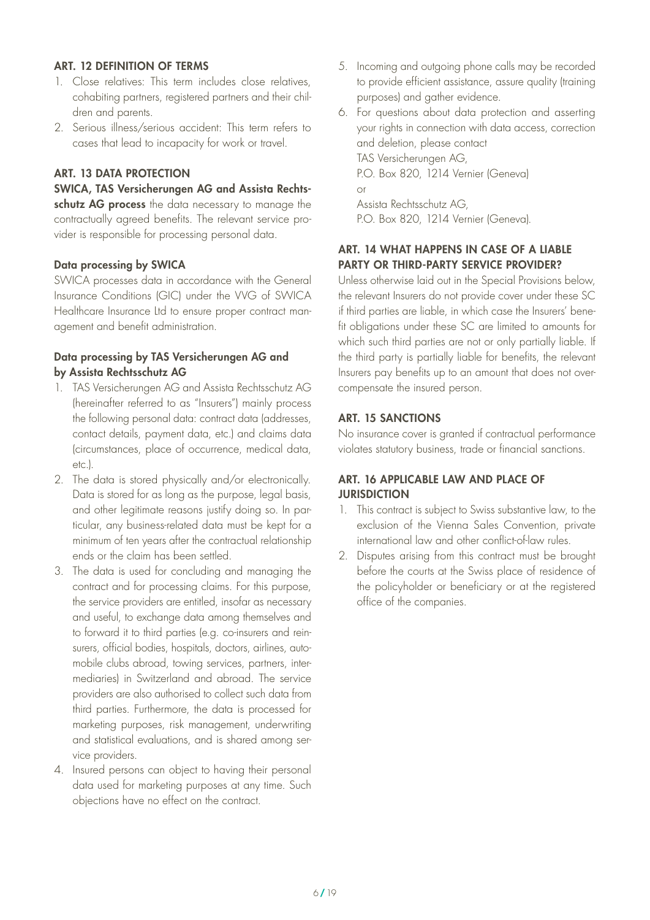## ART. 12 DEFINITION OF TERMS

1. Close relatives: This term includes close relatives, cohabiting partners, registered partners and their children and parents.
2. Serious illness/serious accident: This term refers to cases that lead to incapacity for work or travel.

## ART. 13 DATA PROTECTION

**SWICA, TAS Versicherungen AG and Assista Rechtsschutz AG process** the data necessary to manage the contractually agreed benefits. The relevant service provider is responsible for processing personal data.

### Data processing by SWICA

SWICA processes data in accordance with the General Insurance Conditions (GIC) under the VVG of SWICA Healthcare Insurance Ltd to ensure proper contract management and benefit administration.

### Data processing by TAS Versicherungen AG and by Assista Rechtsschutz AG

1. TAS Versicherungen AG and Assista Rechtsschutz AG (hereinafter referred to as "Insurers") mainly process the following personal data: contract data (addresses, contact details, payment data, etc.) and claims data (circumstances, place of occurrence, medical data, etc.).
2. The data is stored physically and/or electronically. Data is stored for as long as the purpose, legal basis, and other legitimate reasons justify doing so. In particular, any business-related data must be kept for a minimum of ten years after the contractual relationship ends or the claim has been settled.
3. The data is used for concluding and managing the contract and for processing claims. For this purpose, the service providers are entitled, insofar as necessary and useful, to exchange data among themselves and to forward it to third parties (e.g. co-insurers and reinsurers, official bodies, hospitals, doctors, airlines, automobile clubs abroad, towing services, partners, intermediaries) in Switzerland and abroad. The service providers are also authorised to collect such data from third parties. Furthermore, the data is processed for marketing purposes, risk management, underwriting and statistical evaluations, and is shared among service providers.
4. Insured persons can object to having their personal data used for marketing purposes at any time. Such objections have no effect on the contract.
5. Incoming and outgoing phone calls may be recorded to provide efficient assistance, assure quality (training purposes) and gather evidence.
6. For questions about data protection and asserting your rights in connection with data access, correction and deletion, please contact
   TAS Versicherungen AG,
   P.O. Box 820, 1214 Vernier (Geneva)
   or
   Assista Rechtsschutz AG,
   P.O. Box 820, 1214 Vernier (Geneva).

## ART. 14 WHAT HAPPENS IN CASE OF A LIABLE PARTY OR THIRD-PARTY SERVICE PROVIDER?

Unless otherwise laid out in the Special Provisions below, the relevant Insurers do not provide cover under these SC if third parties are liable, in which case the Insurers' benefit obligations under these SC are limited to amounts for which such third parties are not or only partially liable. If the third party is partially liable for benefits, the relevant Insurers pay benefits up to an amount that does not overcompensate the insured person.

## ART. 15 SANCTIONS

No insurance cover is granted if contractual performance violates statutory business, trade or financial sanctions.

## ART. 16 APPLICABLE LAW AND PLACE OF JURISDICTION

1. This contract is subject to Swiss substantive law, to the exclusion of the Vienna Sales Convention, private international law and other conflict-of-law rules.
2. Disputes arising from this contract must be brought before the courts at the Swiss place of residence of the policyholder or beneficiary or at the registered office of the companies.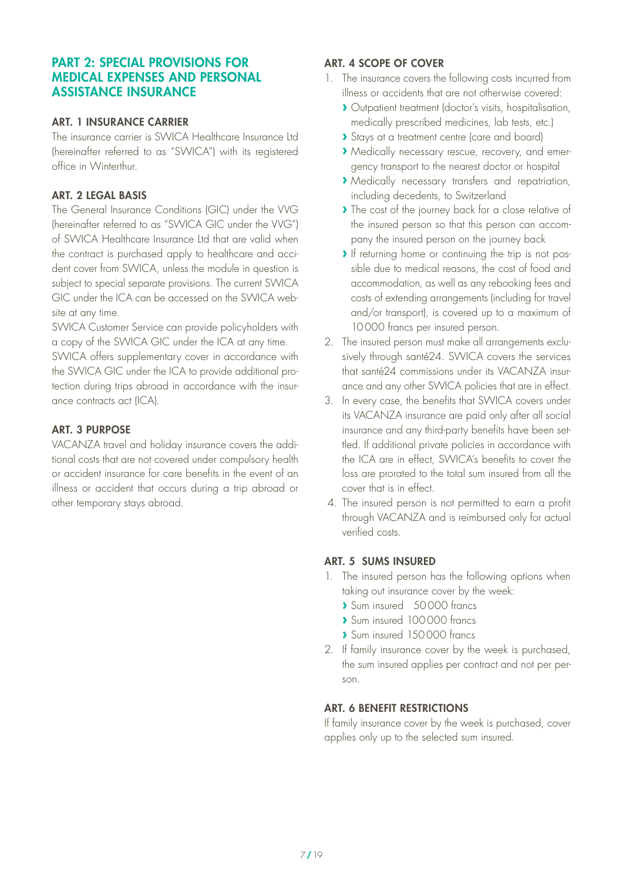## PART 2: SPECIAL PROVISIONS FOR MEDICAL EXPENSES AND PERSONAL ASSISTANCE INSURANCE

### ART. 1 INSURANCE CARRIER

The insurance carrier is SWICA Healthcare Insurance Ltd (hereinafter referred to as "SWICA") with its registered office in Winterthur.

### ART. 2 LEGAL BASIS

The General Insurance Conditions (GIC) under the VVG (hereinafter referred to as "SWICA GIC under the VVG") of SWICA Healthcare Insurance Ltd that are valid when the contract is purchased apply to healthcare and accident cover from SWICA, unless the module in question is subject to special separate provisions. The current SWICA GIC under the ICA can be accessed on the SWICA website at any time.

SWICA Customer Service can provide policyholders with a copy of the SWICA GIC under the ICA at any time.

SWICA offers supplementary cover in accordance with the SWICA GIC under the ICA to provide additional protection during trips abroad in accordance with the insurance contracts act (ICA).

### ART. 3 PURPOSE

VACANZA travel and holiday insurance covers the additional costs that are not covered under compulsory health or accident insurance for care benefits in the event of an illness or accident that occurs during a trip abroad or other temporary stays abroad.

### ART. 4 SCOPE OF COVER

1. The insurance covers the following costs incurred from illness or accidents that are not otherwise covered:
   - Outpatient treatment (doctor's visits, hospitalisation, medically prescribed medicines, lab tests, etc.)
   - Stays at a treatment centre (care and board)
   - Medically necessary rescue, recovery, and emergency transport to the nearest doctor or hospital
   - Medically necessary transfers and repatriation, including decedents, to Switzerland
   - The cost of the journey back for a close relative of the insured person so that this person can accompany the insured person on the journey back
   - If returning home or continuing the trip is not possible due to medical reasons, the cost of food and accommodation, as well as any rebooking fees and costs of extending arrangements (including for travel and/or transport), is covered up to a maximum of 10 000 francs per insured person.
2. The insured person must make all arrangements exclusively through santé24. SWICA covers the services that santé24 commissions under its VACANZA insurance and any other SWICA policies that are in effect.
3. In every case, the benefits that SWICA covers under its VACANZA insurance are paid only after all social insurance and any third-party benefits have been settled. If additional private policies in accordance with the ICA are in effect, SWICA's benefits to cover the loss are prorated to the total sum insured from all the cover that is in effect.
4. The insured person is not permitted to earn a profit through VACANZA and is reimbursed only for actual verified costs.

### ART. 5 SUMS INSURED

1. The insured person has the following options when taking out insurance cover by the week:
   - Sum insured 50 000 francs
   - Sum insured 100 000 francs
   - Sum insured 150 000 francs
2. If family insurance cover by the week is purchased, the sum insured applies per contract and not per person.

### ART. 6 BENEFIT RESTRICTIONS

If family insurance cover by the week is purchased, cover applies only up to the selected sum insured.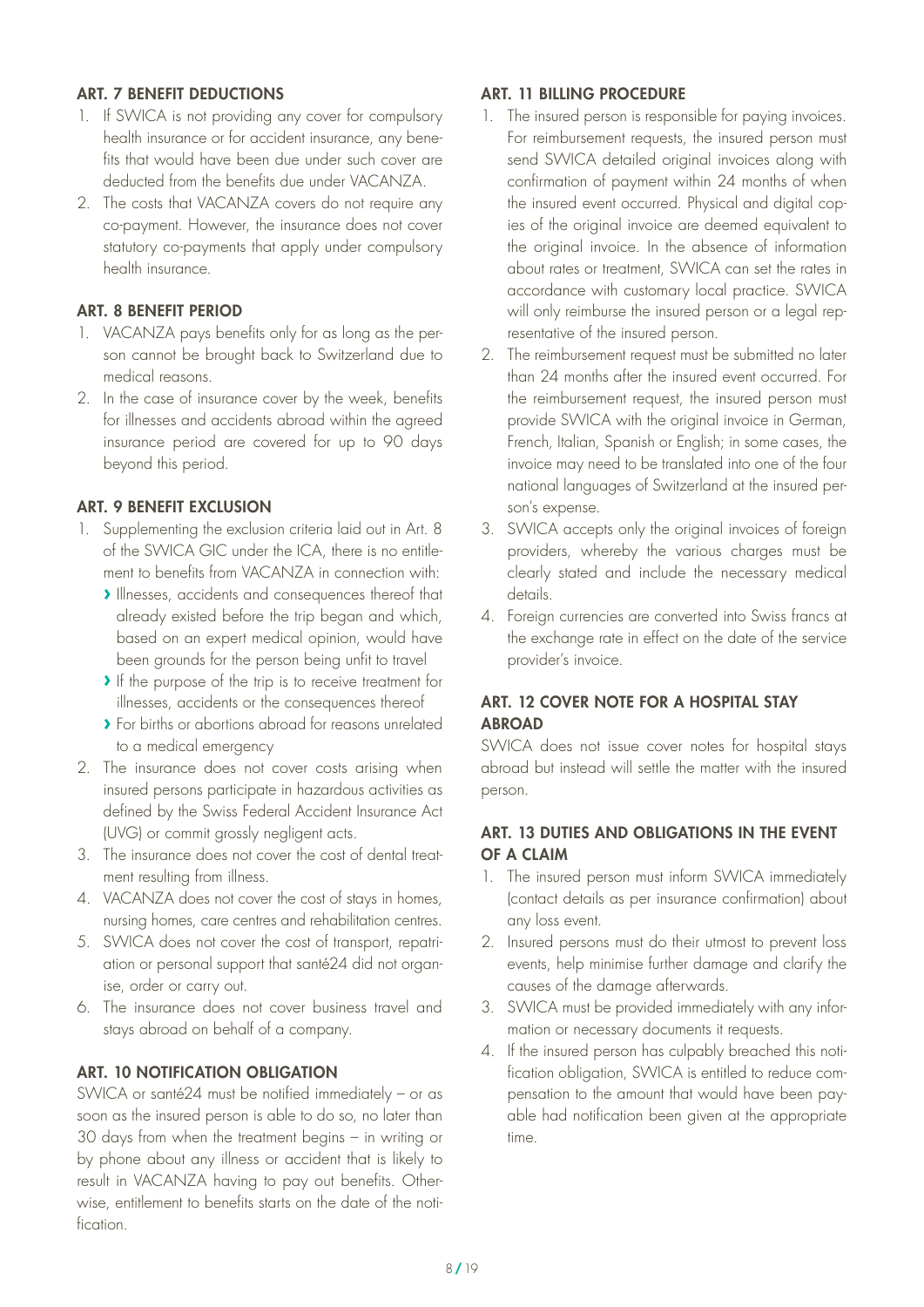## ART. 7 BENEFIT DEDUCTIONS

1. If SWICA is not providing any cover for compulsory health insurance or for accident insurance, any benefits that would have been due under such cover are deducted from the benefits due under VACANZA.
2. The costs that VACANZA covers do not require any co-payment. However, the insurance does not cover statutory co-payments that apply under compulsory health insurance.

## ART. 8 BENEFIT PERIOD

1. VACANZA pays benefits only for as long as the person cannot be brought back to Switzerland due to medical reasons.
2. In the case of insurance cover by the week, benefits for illnesses and accidents abroad within the agreed insurance period are covered for up to 90 days beyond this period.

## ART. 9 BENEFIT EXCLUSION

1. Supplementing the exclusion criteria laid out in Art. 8 of the SWICA GIC under the ICA, there is no entitlement to benefits from VACANZA in connection with:
   - Illnesses, accidents and consequences thereof that already existed before the trip began and which, based on an expert medical opinion, would have been grounds for the person being unfit to travel
   - If the purpose of the trip is to receive treatment for illnesses, accidents or the consequences thereof
   - For births or abortions abroad for reasons unrelated to a medical emergency
2. The insurance does not cover costs arising when insured persons participate in hazardous activities as defined by the Swiss Federal Accident Insurance Act (UVG) or commit grossly negligent acts.
3. The insurance does not cover the cost of dental treatment resulting from illness.
4. VACANZA does not cover the cost of stays in homes, nursing homes, care centres and rehabilitation centres.
5. SWICA does not cover the cost of transport, repatriation or personal support that santé24 did not organise, order or carry out.
6. The insurance does not cover business travel and stays abroad on behalf of a company.

## ART. 10 NOTIFICATION OBLIGATION

SWICA or santé24 must be notified immediately – or as soon as the insured person is able to do so, no later than 30 days from when the treatment begins – in writing or by phone about any illness or accident that is likely to result in VACANZA having to pay out benefits. Otherwise, entitlement to benefits starts on the date of the notification.

## ART. 11 BILLING PROCEDURE

1. The insured person is responsible for paying invoices. For reimbursement requests, the insured person must send SWICA detailed original invoices along with confirmation of payment within 24 months of when the insured event occurred. Physical and digital copies of the original invoice are deemed equivalent to the original invoice. In the absence of information about rates or treatment, SWICA can set the rates in accordance with customary local practice. SWICA will only reimburse the insured person or a legal representative of the insured person.
2. The reimbursement request must be submitted no later than 24 months after the insured event occurred. For the reimbursement request, the insured person must provide SWICA with the original invoice in German, French, Italian, Spanish or English; in some cases, the invoice may need to be translated into one of the four national languages of Switzerland at the insured person's expense.
3. SWICA accepts only the original invoices of foreign providers, whereby the various charges must be clearly stated and include the necessary medical details.
4. Foreign currencies are converted into Swiss francs at the exchange rate in effect on the date of the service provider's invoice.

## ART. 12 COVER NOTE FOR A HOSPITAL STAY ABROAD

SWICA does not issue cover notes for hospital stays abroad but instead will settle the matter with the insured person.

## ART. 13 DUTIES AND OBLIGATIONS IN THE EVENT OF A CLAIM

1. The insured person must inform SWICA immediately (contact details as per insurance confirmation) about any loss event.
2. Insured persons must do their utmost to prevent loss events, help minimise further damage and clarify the causes of the damage afterwards.
3. SWICA must be provided immediately with any information or necessary documents it requests.
4. If the insured person has culpably breached this notification obligation, SWICA is entitled to reduce compensation to the amount that would have been payable had notification been given at the appropriate time.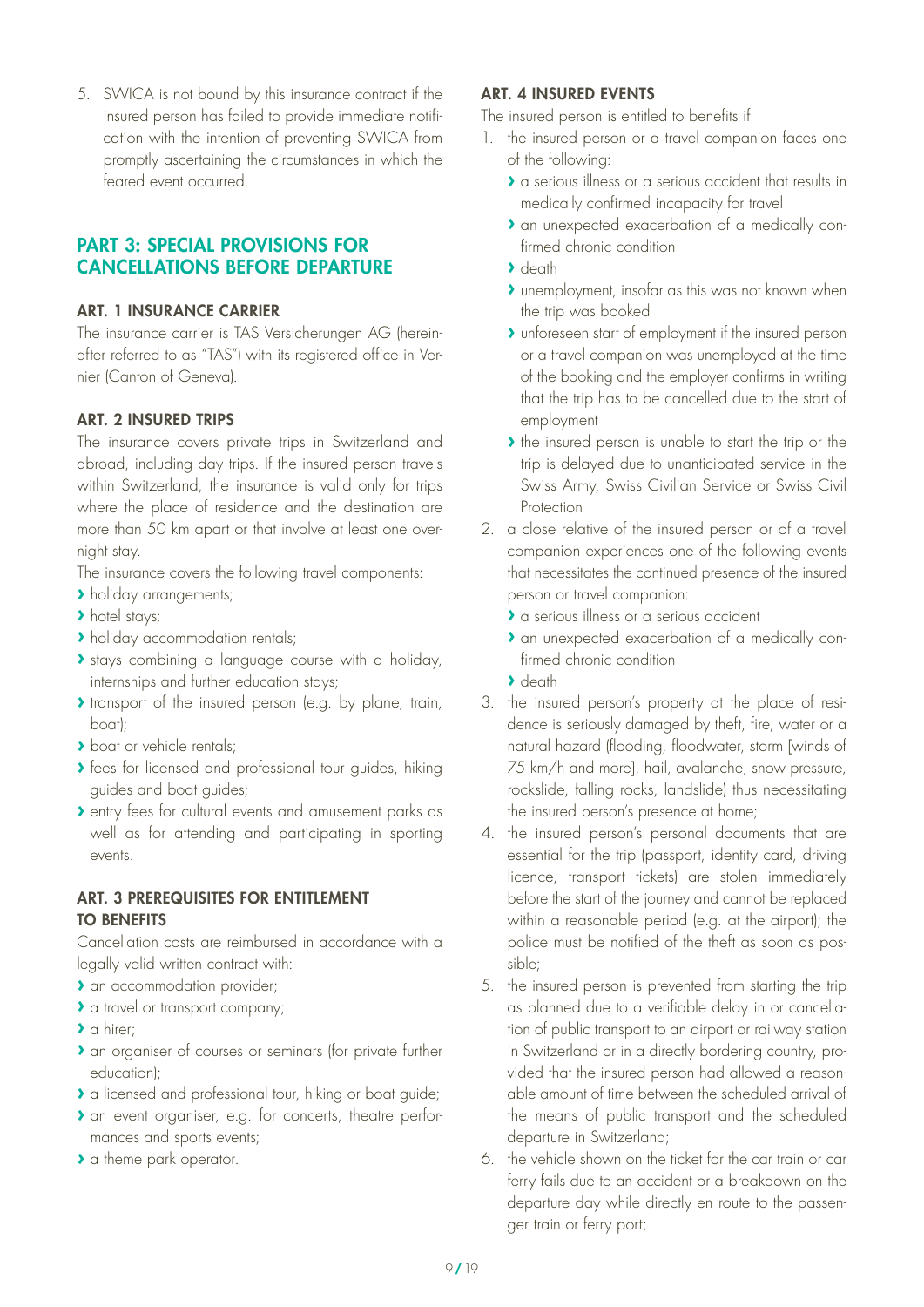5. SWICA is not bound by this insurance contract if the insured person has failed to provide immediate notification with the intention of preventing SWICA from promptly ascertaining the circumstances in which the feared event occurred.

## PART 3: SPECIAL PROVISIONS FOR CANCELLATIONS BEFORE DEPARTURE

### ART. 1 INSURANCE CARRIER

The insurance carrier is TAS Versicherungen AG (hereinafter referred to as "TAS") with its registered office in Vernier (Canton of Geneva).

### ART. 2 INSURED TRIPS

The insurance covers private trips in Switzerland and abroad, including day trips. If the insured person travels within Switzerland, the insurance is valid only for trips where the place of residence and the destination are more than 50 km apart or that involve at least one overnight stay.

The insurance covers the following travel components:

- holiday arrangements;
- hotel stays;
- holiday accommodation rentals;
- stays combining a language course with a holiday, internships and further education stays;
- transport of the insured person (e.g. by plane, train, boat);
- boat or vehicle rentals;
- fees for licensed and professional tour guides, hiking guides and boat guides;
- entry fees for cultural events and amusement parks as well as for attending and participating in sporting events.

### ART. 3 PREREQUISITES FOR ENTITLEMENT TO BENEFITS

Cancellation costs are reimbursed in accordance with a legally valid written contract with:

- an accommodation provider;
- a travel or transport company;
- a hirer;
- an organiser of courses or seminars (for private further education);
- a licensed and professional tour, hiking or boat guide;
- an event organiser, e.g. for concerts, theatre performances and sports events;
- a theme park operator.

### ART. 4 INSURED EVENTS

The insured person is entitled to benefits if

1. the insured person or a travel companion faces one of the following:
   - a serious illness or a serious accident that results in medically confirmed incapacity for travel
   - an unexpected exacerbation of a medically confirmed chronic condition
   - death
   - unemployment, insofar as this was not known when the trip was booked
   - unforeseen start of employment if the insured person or a travel companion was unemployed at the time of the booking and the employer confirms in writing that the trip has to be cancelled due to the start of employment
   - the insured person is unable to start the trip or the trip is delayed due to unanticipated service in the Swiss Army, Swiss Civilian Service or Swiss Civil Protection
2. a close relative of the insured person or of a travel companion experiences one of the following events that necessitates the continued presence of the insured person or travel companion:
   - a serious illness or a serious accident
   - an unexpected exacerbation of a medically confirmed chronic condition
   - death
3. the insured person's property at the place of residence is seriously damaged by theft, fire, water or a natural hazard (flooding, floodwater, storm [winds of 75 km/h and more], hail, avalanche, snow pressure, rockslide, falling rocks, landslide) thus necessitating the insured person's presence at home;
4. the insured person's personal documents that are essential for the trip (passport, identity card, driving licence, transport tickets) are stolen immediately before the start of the journey and cannot be replaced within a reasonable period (e.g. at the airport); the police must be notified of the theft as soon as possible;
5. the insured person is prevented from starting the trip as planned due to a verifiable delay in or cancellation of public transport to an airport or railway station in Switzerland or in a directly bordering country, provided that the insured person had allowed a reasonable amount of time between the scheduled arrival of the means of public transport and the scheduled departure in Switzerland;
6. the vehicle shown on the ticket for the car train or car ferry fails due to an accident or a breakdown on the departure day while directly en route to the passenger train or ferry port;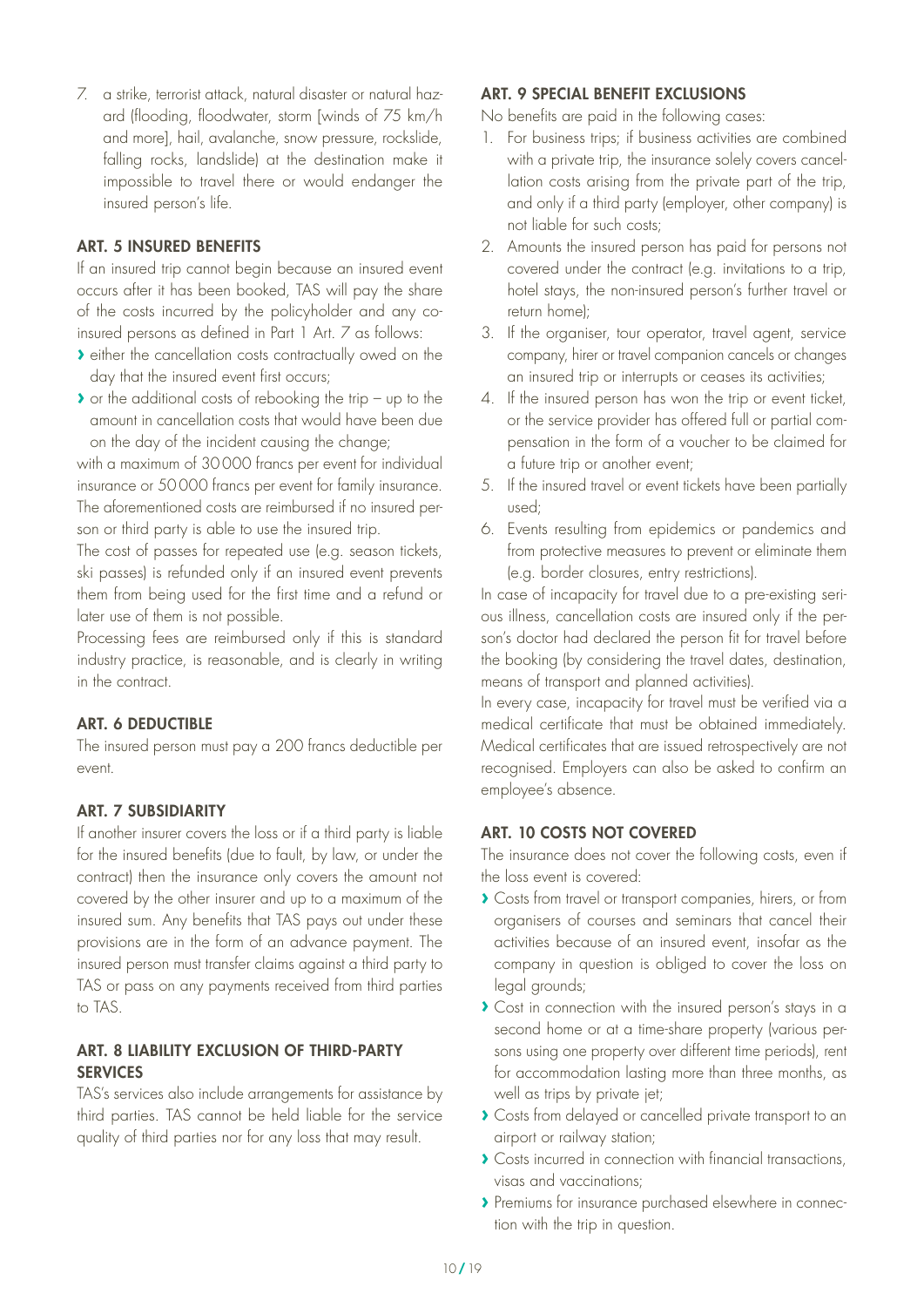7. a strike, terrorist attack, natural disaster or natural hazard (flooding, floodwater, storm [winds of 75 km/h and more], hail, avalanche, snow pressure, rockslide, falling rocks, landslide) at the destination make it impossible to travel there or would endanger the insured person's life.

### ART. 5 INSURED BENEFITS

If an insured trip cannot begin because an insured event occurs after it has been booked, TAS will pay the share of the costs incurred by the policyholder and any co-insured persons as defined in Part 1 Art. 7 as follows:

- either the cancellation costs contractually owed on the day that the insured event first occurs;
- or the additional costs of rebooking the trip – up to the amount in cancellation costs that would have been due on the day of the incident causing the change;

with a maximum of 30 000 francs per event for individual insurance or 50 000 francs per event for family insurance. The aforementioned costs are reimbursed if no insured person or third party is able to use the insured trip.

The cost of passes for repeated use (e.g. season tickets, ski passes) is refunded only if an insured event prevents them from being used for the first time and a refund or later use of them is not possible.

Processing fees are reimbursed only if this is standard industry practice, is reasonable, and is clearly in writing in the contract.

### ART. 6 DEDUCTIBLE

The insured person must pay a 200 francs deductible per event.

### ART. 7 SUBSIDIARITY

If another insurer covers the loss or if a third party is liable for the insured benefits (due to fault, by law, or under the contract) then the insurance only covers the amount not covered by the other insurer and up to a maximum of the insured sum. Any benefits that TAS pays out under these provisions are in the form of an advance payment. The insured person must transfer claims against a third party to TAS or pass on any payments received from third parties to TAS.

### ART. 8 LIABILITY EXCLUSION OF THIRD-PARTY SERVICES

TAS's services also include arrangements for assistance by third parties. TAS cannot be held liable for the service quality of third parties nor for any loss that may result.

### ART. 9 SPECIAL BENEFIT EXCLUSIONS

No benefits are paid in the following cases:

1. For business trips; if business activities are combined with a private trip, the insurance solely covers cancellation costs arising from the private part of the trip, and only if a third party (employer, other company) is not liable for such costs;
2. Amounts the insured person has paid for persons not covered under the contract (e.g. invitations to a trip, hotel stays, the non-insured person's further travel or return home);
3. If the organiser, tour operator, travel agent, service company, hirer or travel companion cancels or changes an insured trip or interrupts or ceases its activities;
4. If the insured person has won the trip or event ticket, or the service provider has offered full or partial compensation in the form of a voucher to be claimed for a future trip or another event;
5. If the insured travel or event tickets have been partially used;
6. Events resulting from epidemics or pandemics and from protective measures to prevent or eliminate them (e.g. border closures, entry restrictions).

In case of incapacity for travel due to a pre-existing serious illness, cancellation costs are insured only if the person's doctor had declared the person fit for travel before the booking (by considering the travel dates, destination, means of transport and planned activities).

In every case, incapacity for travel must be verified via a medical certificate that must be obtained immediately. Medical certificates that are issued retrospectively are not recognised. Employers can also be asked to confirm an employee's absence.

### ART. 10 COSTS NOT COVERED

The insurance does not cover the following costs, even if the loss event is covered:

- Costs from travel or transport companies, hirers, or from organisers of courses and seminars that cancel their activities because of an insured event, insofar as the company in question is obliged to cover the loss on legal grounds;
- Cost in connection with the insured person's stays in a second home or at a time-share property (various persons using one property over different time periods), rent for accommodation lasting more than three months, as well as trips by private jet;
- Costs from delayed or cancelled private transport to an airport or railway station;
- Costs incurred in connection with financial transactions, visas and vaccinations;
- Premiums for insurance purchased elsewhere in connection with the trip in question.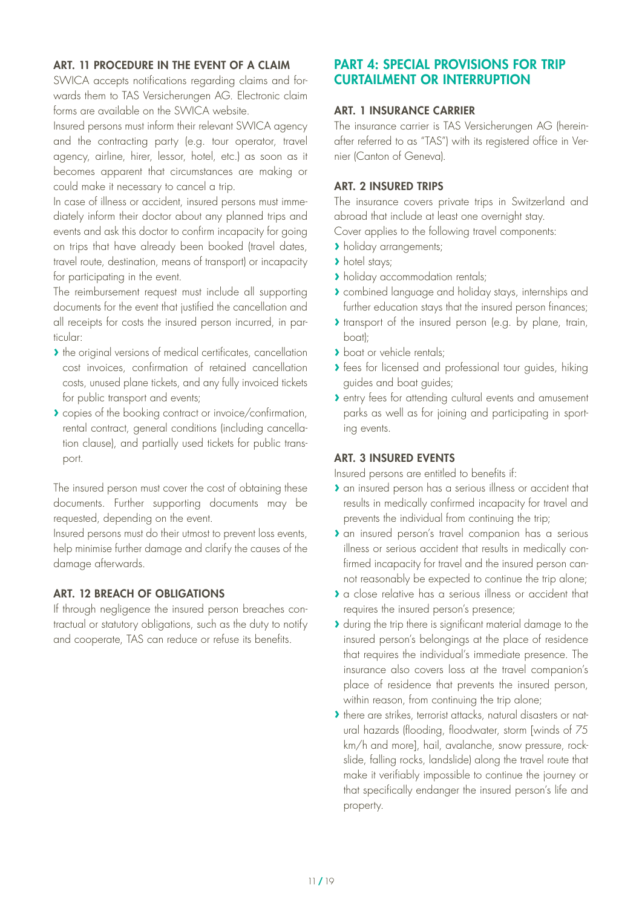### ART. 11 PROCEDURE IN THE EVENT OF A CLAIM

SWICA accepts notifications regarding claims and forwards them to TAS Versicherungen AG. Electronic claim forms are available on the SWICA website.

Insured persons must inform their relevant SWICA agency and the contracting party (e.g. tour operator, travel agency, airline, hirer, lessor, hotel, etc.) as soon as it becomes apparent that circumstances are making or could make it necessary to cancel a trip.

In case of illness or accident, insured persons must immediately inform their doctor about any planned trips and events and ask this doctor to confirm incapacity for going on trips that have already been booked (travel dates, travel route, destination, means of transport) or incapacity for participating in the event.

The reimbursement request must include all supporting documents for the event that justified the cancellation and all receipts for costs the insured person incurred, in particular:

- the original versions of medical certificates, cancellation cost invoices, confirmation of retained cancellation costs, unused plane tickets, and any fully invoiced tickets for public transport and events;
- copies of the booking contract or invoice/confirmation, rental contract, general conditions (including cancellation clause), and partially used tickets for public transport.

The insured person must cover the cost of obtaining these documents. Further supporting documents may be requested, depending on the event.

Insured persons must do their utmost to prevent loss events, help minimise further damage and clarify the causes of the damage afterwards.

### ART. 12 BREACH OF OBLIGATIONS

If through negligence the insured person breaches contractual or statutory obligations, such as the duty to notify and cooperate, TAS can reduce or refuse its benefits.

## PART 4: SPECIAL PROVISIONS FOR TRIP CURTAILMENT OR INTERRUPTION

### ART. 1 INSURANCE CARRIER

The insurance carrier is TAS Versicherungen AG (hereinafter referred to as "TAS") with its registered office in Vernier (Canton of Geneva).

### ART. 2 INSURED TRIPS

The insurance covers private trips in Switzerland and abroad that include at least one overnight stay.

Cover applies to the following travel components:

- holiday arrangements;
- hotel stays;
- holiday accommodation rentals;
- combined language and holiday stays, internships and further education stays that the insured person finances;
- transport of the insured person (e.g. by plane, train, boat);
- boat or vehicle rentals;
- fees for licensed and professional tour guides, hiking guides and boat guides;
- entry fees for attending cultural events and amusement parks as well as for joining and participating in sporting events.

### ART. 3 INSURED EVENTS

Insured persons are entitled to benefits if:

- an insured person has a serious illness or accident that results in medically confirmed incapacity for travel and prevents the individual from continuing the trip;
- an insured person's travel companion has a serious illness or serious accident that results in medically confirmed incapacity for travel and the insured person cannot reasonably be expected to continue the trip alone;
- a close relative has a serious illness or accident that requires the insured person's presence;
- during the trip there is significant material damage to the insured person's belongings at the place of residence that requires the individual's immediate presence. The insurance also covers loss at the travel companion's place of residence that prevents the insured person, within reason, from continuing the trip alone;
- there are strikes, terrorist attacks, natural disasters or natural hazards (flooding, floodwater, storm [winds of 75 km/h and more], hail, avalanche, snow pressure, rockslide, falling rocks, landslide) along the travel route that make it verifiably impossible to continue the journey or that specifically endanger the insured person's life and property.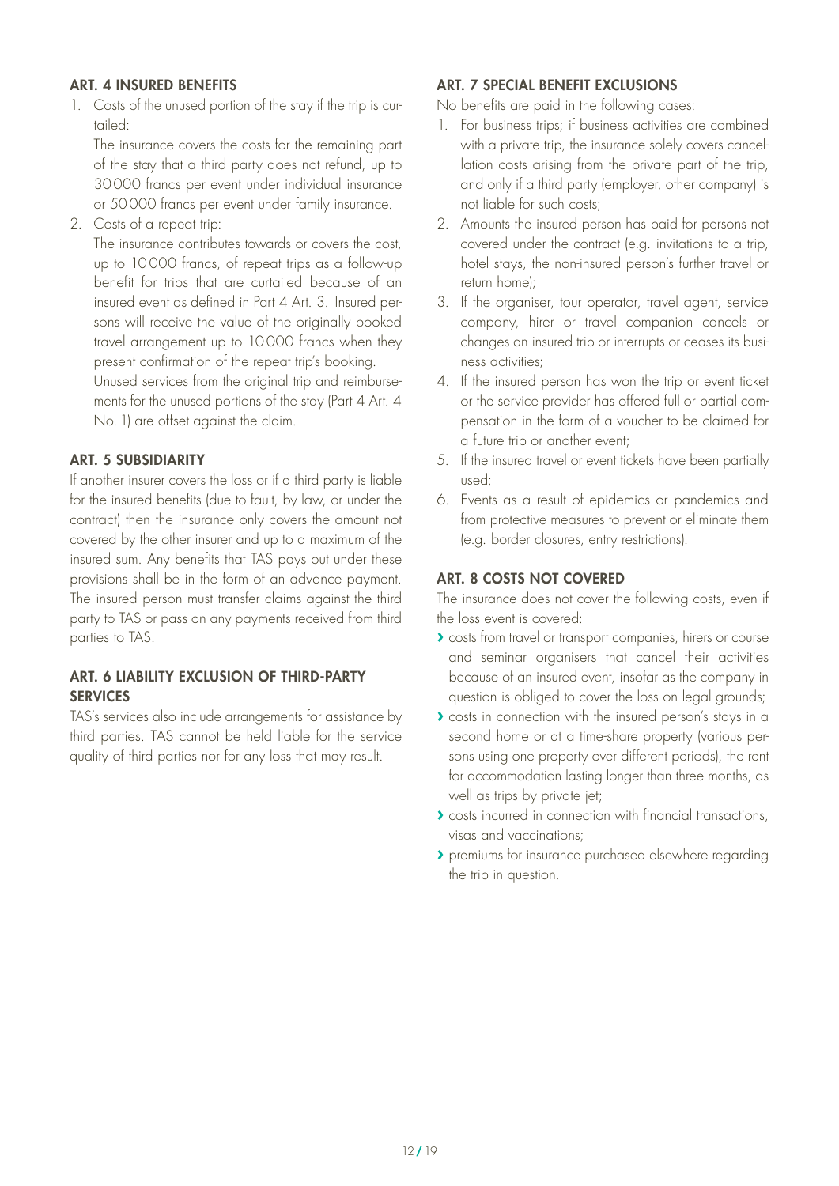## ART. 4 INSURED BENEFITS

1. Costs of the unused portion of the stay if the trip is curtailed:

   The insurance covers the costs for the remaining part of the stay that a third party does not refund, up to 30 000 francs per event under individual insurance or 50 000 francs per event under family insurance.

2. Costs of a repeat trip:

   The insurance contributes towards or covers the cost, up to 10 000 francs, of repeat trips as a follow-up benefit for trips that are curtailed because of an insured event as defined in Part 4 Art. 3. Insured persons will receive the value of the originally booked travel arrangement up to 10 000 francs when they present confirmation of the repeat trip's booking.

   Unused services from the original trip and reimbursements for the unused portions of the stay (Part 4 Art. 4 No. 1) are offset against the claim.

## ART. 5 SUBSIDIARITY

If another insurer covers the loss or if a third party is liable for the insured benefits (due to fault, by law, or under the contract) then the insurance only covers the amount not covered by the other insurer and up to a maximum of the insured sum. Any benefits that TAS pays out under these provisions shall be in the form of an advance payment. The insured person must transfer claims against the third party to TAS or pass on any payments received from third parties to TAS.

## ART. 6 LIABILITY EXCLUSION OF THIRD-PARTY SERVICES

TAS's services also include arrangements for assistance by third parties. TAS cannot be held liable for the service quality of third parties nor for any loss that may result.

## ART. 7 SPECIAL BENEFIT EXCLUSIONS

No benefits are paid in the following cases:

1. For business trips; if business activities are combined with a private trip, the insurance solely covers cancellation costs arising from the private part of the trip, and only if a third party (employer, other company) is not liable for such costs;
2. Amounts the insured person has paid for persons not covered under the contract (e.g. invitations to a trip, hotel stays, the non-insured person's further travel or return home);
3. If the organiser, tour operator, travel agent, service company, hirer or travel companion cancels or changes an insured trip or interrupts or ceases its business activities;
4. If the insured person has won the trip or event ticket or the service provider has offered full or partial compensation in the form of a voucher to be claimed for a future trip or another event;
5. If the insured travel or event tickets have been partially used;
6. Events as a result of epidemics or pandemics and from protective measures to prevent or eliminate them (e.g. border closures, entry restrictions).

## ART. 8 COSTS NOT COVERED

The insurance does not cover the following costs, even if the loss event is covered:

- costs from travel or transport companies, hirers or course and seminar organisers that cancel their activities because of an insured event, insofar as the company in question is obliged to cover the loss on legal grounds;
- costs in connection with the insured person's stays in a second home or at a time-share property (various persons using one property over different periods), the rent for accommodation lasting longer than three months, as well as trips by private jet;
- costs incurred in connection with financial transactions, visas and vaccinations;
- premiums for insurance purchased elsewhere regarding the trip in question.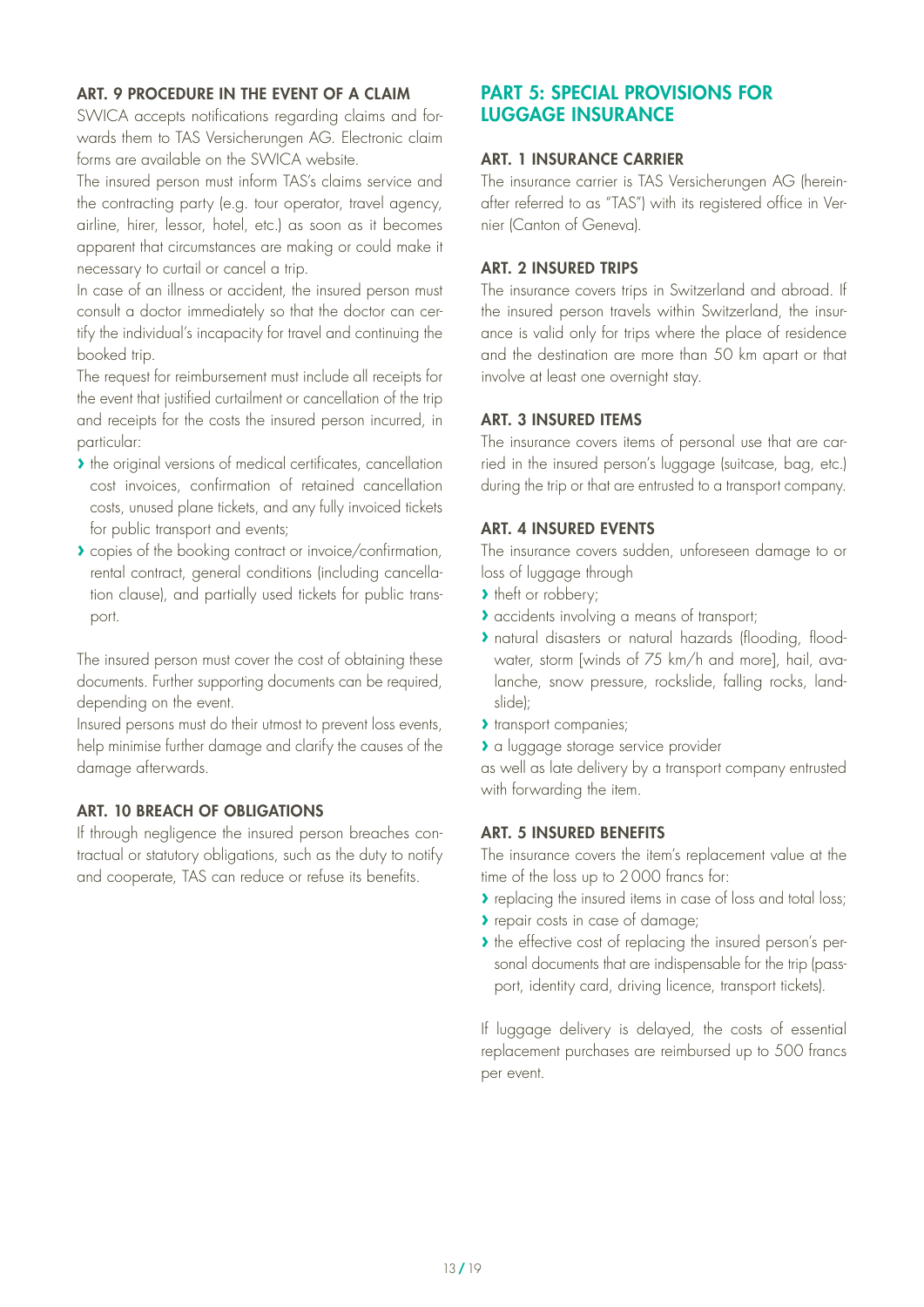### ART. 9 PROCEDURE IN THE EVENT OF A CLAIM

SWICA accepts notifications regarding claims and forwards them to TAS Versicherungen AG. Electronic claim forms are available on the SWICA website.

The insured person must inform TAS's claims service and the contracting party (e.g. tour operator, travel agency, airline, hirer, lessor, hotel, etc.) as soon as it becomes apparent that circumstances are making or could make it necessary to curtail or cancel a trip.

In case of an illness or accident, the insured person must consult a doctor immediately so that the doctor can certify the individual's incapacity for travel and continuing the booked trip.

The request for reimbursement must include all receipts for the event that justified curtailment or cancellation of the trip and receipts for the costs the insured person incurred, in particular:

- the original versions of medical certificates, cancellation cost invoices, confirmation of retained cancellation costs, unused plane tickets, and any fully invoiced tickets for public transport and events;
- copies of the booking contract or invoice/confirmation, rental contract, general conditions (including cancellation clause), and partially used tickets for public transport.

The insured person must cover the cost of obtaining these documents. Further supporting documents can be required, depending on the event.

Insured persons must do their utmost to prevent loss events, help minimise further damage and clarify the causes of the damage afterwards.

### ART. 10 BREACH OF OBLIGATIONS

If through negligence the insured person breaches contractual or statutory obligations, such as the duty to notify and cooperate, TAS can reduce or refuse its benefits.

## PART 5: SPECIAL PROVISIONS FOR LUGGAGE INSURANCE

### ART. 1 INSURANCE CARRIER

The insurance carrier is TAS Versicherungen AG (hereinafter referred to as "TAS") with its registered office in Vernier (Canton of Geneva).

### ART. 2 INSURED TRIPS

The insurance covers trips in Switzerland and abroad. If the insured person travels within Switzerland, the insurance is valid only for trips where the place of residence and the destination are more than 50 km apart or that involve at least one overnight stay.

### ART. 3 INSURED ITEMS

The insurance covers items of personal use that are carried in the insured person's luggage (suitcase, bag, etc.) during the trip or that are entrusted to a transport company.

### ART. 4 INSURED EVENTS

The insurance covers sudden, unforeseen damage to or loss of luggage through

- theft or robbery;
- accidents involving a means of transport;
- natural disasters or natural hazards (flooding, floodwater, storm [winds of 75 km/h and more], hail, avalanche, snow pressure, rockslide, falling rocks, landslide);
- transport companies;
- a luggage storage service provider

as well as late delivery by a transport company entrusted with forwarding the item.

### ART. 5 INSURED BENEFITS

The insurance covers the item's replacement value at the time of the loss up to 2 000 francs for:

- replacing the insured items in case of loss and total loss;
- repair costs in case of damage;
- the effective cost of replacing the insured person's personal documents that are indispensable for the trip (passport, identity card, driving licence, transport tickets).

If luggage delivery is delayed, the costs of essential replacement purchases are reimbursed up to 500 francs per event.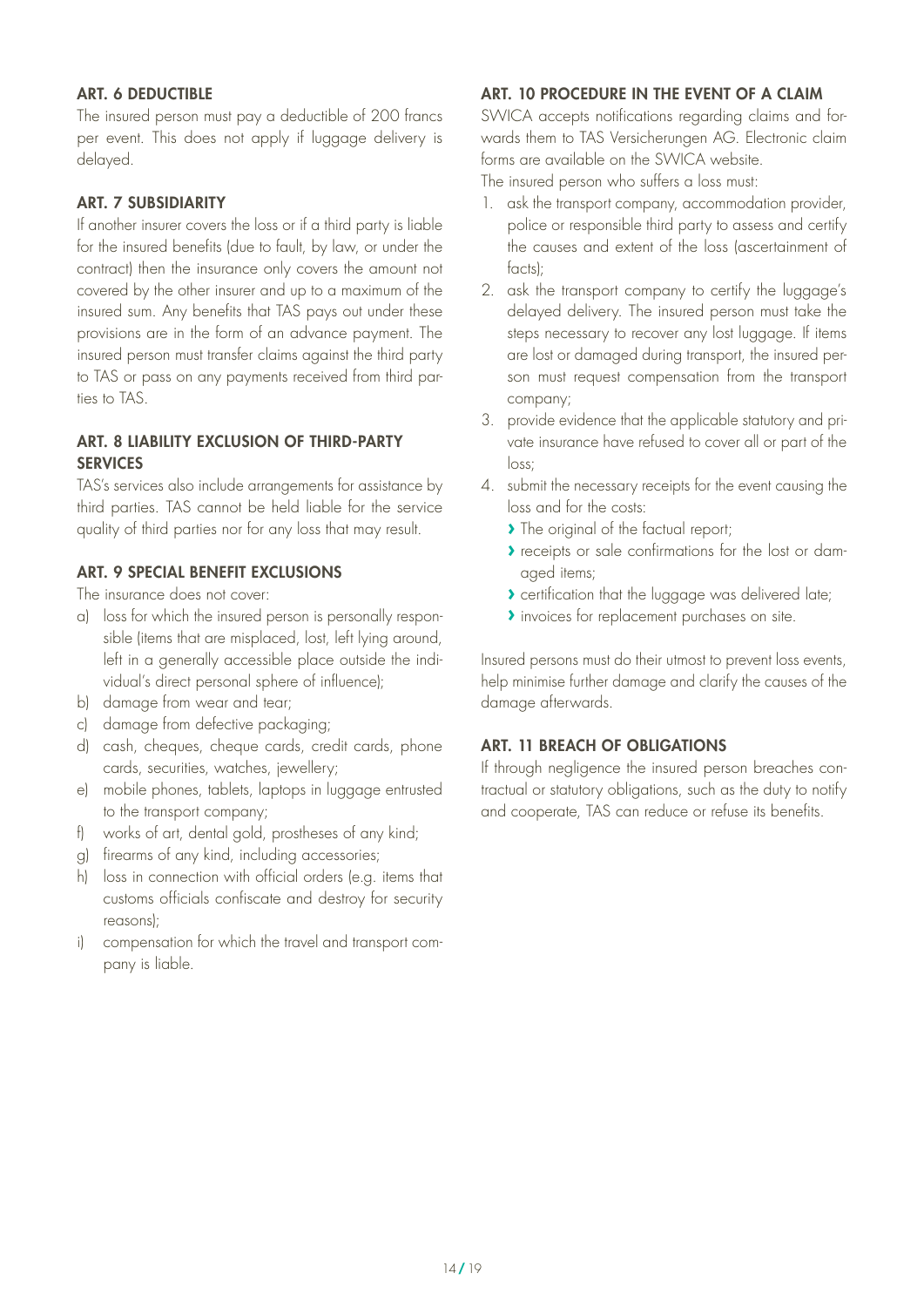## ART. 6 DEDUCTIBLE

The insured person must pay a deductible of 200 francs per event. This does not apply if luggage delivery is delayed.

## ART. 7 SUBSIDIARITY

If another insurer covers the loss or if a third party is liable for the insured benefits (due to fault, by law, or under the contract) then the insurance only covers the amount not covered by the other insurer and up to a maximum of the insured sum. Any benefits that TAS pays out under these provisions are in the form of an advance payment. The insured person must transfer claims against the third party to TAS or pass on any payments received from third parties to TAS.

## ART. 8 LIABILITY EXCLUSION OF THIRD-PARTY SERVICES

TAS's services also include arrangements for assistance by third parties. TAS cannot be held liable for the service quality of third parties nor for any loss that may result.

## ART. 9 SPECIAL BENEFIT EXCLUSIONS

The insurance does not cover:

a) loss for which the insured person is personally responsible (items that are misplaced, lost, left lying around, left in a generally accessible place outside the individual's direct personal sphere of influence);
b) damage from wear and tear;
c) damage from defective packaging;
d) cash, cheques, cheque cards, credit cards, phone cards, securities, watches, jewellery;
e) mobile phones, tablets, laptops in luggage entrusted to the transport company;
f) works of art, dental gold, prostheses of any kind;
g) firearms of any kind, including accessories;
h) loss in connection with official orders (e.g. items that customs officials confiscate and destroy for security reasons);
i) compensation for which the travel and transport company is liable.

## ART. 10 PROCEDURE IN THE EVENT OF A CLAIM

SWICA accepts notifications regarding claims and forwards them to TAS Versicherungen AG. Electronic claim forms are available on the SWICA website.

The insured person who suffers a loss must:

1. ask the transport company, accommodation provider, police or responsible third party to assess and certify the causes and extent of the loss (ascertainment of facts);
2. ask the transport company to certify the luggage's delayed delivery. The insured person must take the steps necessary to recover any lost luggage. If items are lost or damaged during transport, the insured person must request compensation from the transport company;
3. provide evidence that the applicable statutory and private insurance have refused to cover all or part of the loss;
4. submit the necessary receipts for the event causing the loss and for the costs:
   - The original of the factual report;
   - receipts or sale confirmations for the lost or damaged items;
   - certification that the luggage was delivered late;
   - invoices for replacement purchases on site.

Insured persons must do their utmost to prevent loss events, help minimise further damage and clarify the causes of the damage afterwards.

## ART. 11 BREACH OF OBLIGATIONS

If through negligence the insured person breaches contractual or statutory obligations, such as the duty to notify and cooperate, TAS can reduce or refuse its benefits.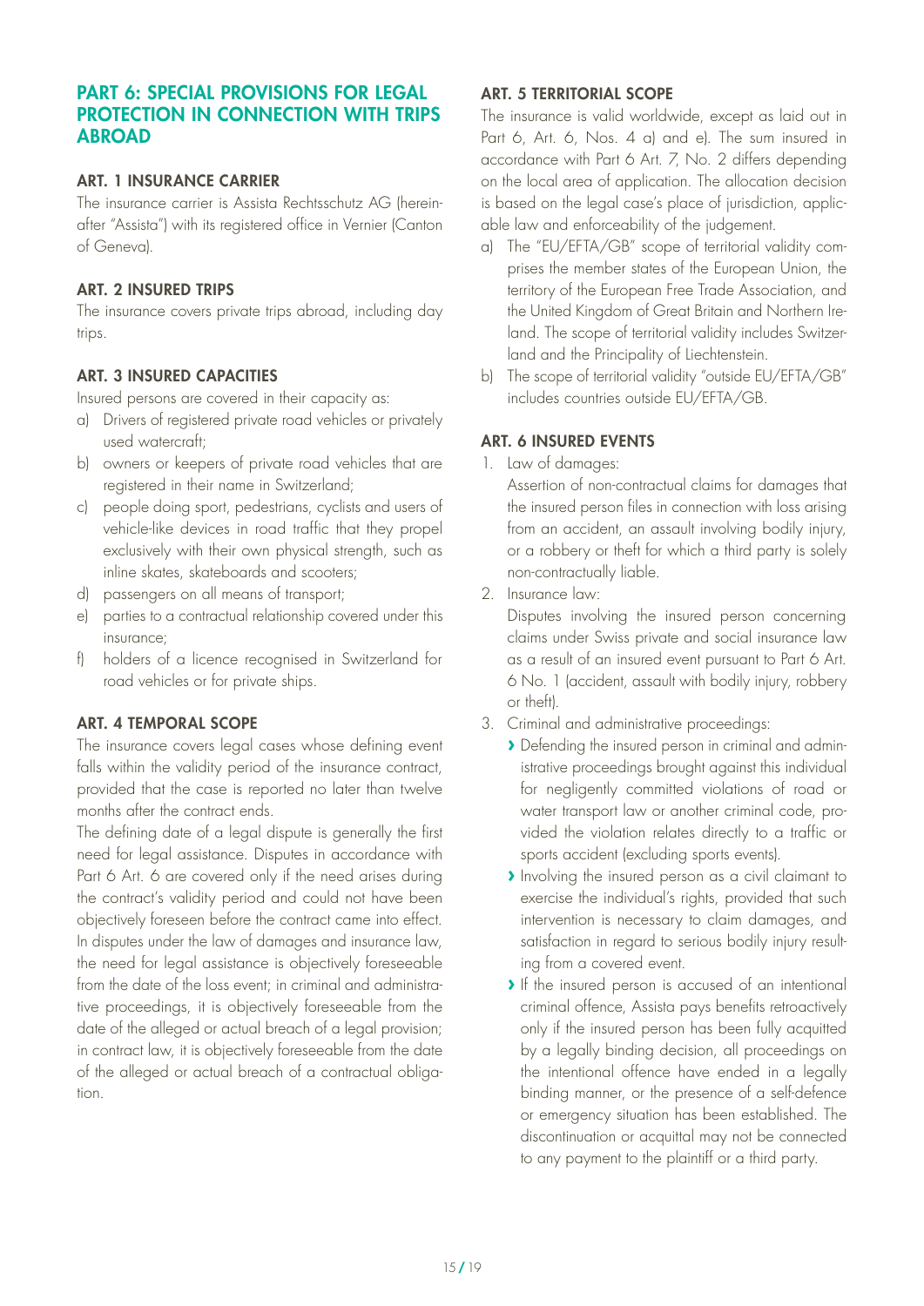## PART 6: SPECIAL PROVISIONS FOR LEGAL PROTECTION IN CONNECTION WITH TRIPS ABROAD

### ART. 1 INSURANCE CARRIER

The insurance carrier is Assista Rechtsschutz AG (hereinafter "Assista") with its registered office in Vernier (Canton of Geneva).

### ART. 2 INSURED TRIPS

The insurance covers private trips abroad, including day trips.

### ART. 3 INSURED CAPACITIES

Insured persons are covered in their capacity as:

a) Drivers of registered private road vehicles or privately used watercraft;
b) owners or keepers of private road vehicles that are registered in their name in Switzerland;
c) people doing sport, pedestrians, cyclists and users of vehicle-like devices in road traffic that they propel exclusively with their own physical strength, such as inline skates, skateboards and scooters;
d) passengers on all means of transport;
e) parties to a contractual relationship covered under this insurance;
f) holders of a licence recognised in Switzerland for road vehicles or for private ships.

### ART. 4 TEMPORAL SCOPE

The insurance covers legal cases whose defining event falls within the validity period of the insurance contract, provided that the case is reported no later than twelve months after the contract ends.

The defining date of a legal dispute is generally the first need for legal assistance. Disputes in accordance with Part 6 Art. 6 are covered only if the need arises during the contract's validity period and could not have been objectively foreseen before the contract came into effect. In disputes under the law of damages and insurance law, the need for legal assistance is objectively foreseeable from the date of the loss event; in criminal and administrative proceedings, it is objectively foreseeable from the date of the alleged or actual breach of a legal provision; in contract law, it is objectively foreseeable from the date of the alleged or actual breach of a contractual obligation.

### ART. 5 TERRITORIAL SCOPE

The insurance is valid worldwide, except as laid out in Part 6, Art. 6, Nos. 4 a) and e). The sum insured in accordance with Part 6 Art. 7, No. 2 differs depending on the local area of application. The allocation decision is based on the legal case's place of jurisdiction, applicable law and enforceability of the judgement.

a) The "EU/EFTA/GB" scope of territorial validity comprises the member states of the European Union, the territory of the European Free Trade Association, and the United Kingdom of Great Britain and Northern Ireland. The scope of territorial validity includes Switzerland and the Principality of Liechtenstein.
b) The scope of territorial validity "outside EU/EFTA/GB" includes countries outside EU/EFTA/GB.

### ART. 6 INSURED EVENTS

1. Law of damages:

   Assertion of non-contractual claims for damages that the insured person files in connection with loss arising from an accident, an assault involving bodily injury, or a robbery or theft for which a third party is solely non-contractually liable.

2. Insurance law:

   Disputes involving the insured person concerning claims under Swiss private and social insurance law as a result of an insured event pursuant to Part 6 Art. 6 No. 1 (accident, assault with bodily injury, robbery or theft).

3. Criminal and administrative proceedings:

   - Defending the insured person in criminal and administrative proceedings brought against this individual for negligently committed violations of road or water transport law or another criminal code, provided the violation relates directly to a traffic or sports accident (excluding sports events).
   - Involving the insured person as a civil claimant to exercise the individual's rights, provided that such intervention is necessary to claim damages, and satisfaction in regard to serious bodily injury resulting from a covered event.
   - If the insured person is accused of an intentional criminal offence, Assista pays benefits retroactively only if the insured person has been fully acquitted by a legally binding decision, all proceedings on the intentional offence have ended in a legally binding manner, or the presence of a self-defence or emergency situation has been established. The discontinuation or acquittal may not be connected to any payment to the plaintiff or a third party.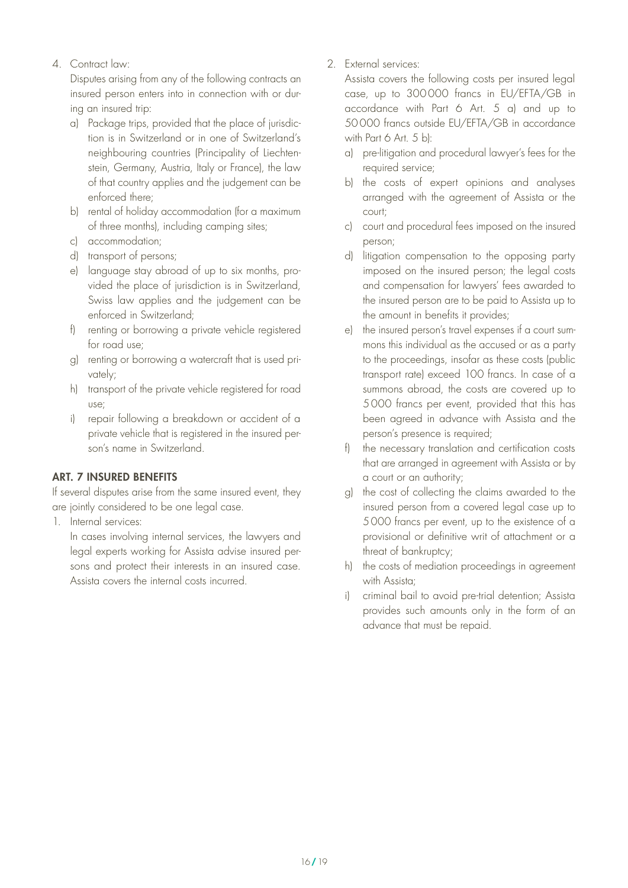4. Contract law:

   Disputes arising from any of the following contracts an insured person enters into in connection with or during an insured trip:

   a) Package trips, provided that the place of jurisdiction is in Switzerland or in one of Switzerland's neighbouring countries (Principality of Liechtenstein, Germany, Austria, Italy or France), the law of that country applies and the judgement can be enforced there;
   b) rental of holiday accommodation (for a maximum of three months), including camping sites;
   c) accommodation;
   d) transport of persons;
   e) language stay abroad of up to six months, provided the place of jurisdiction is in Switzerland, Swiss law applies and the judgement can be enforced in Switzerland;
   f) renting or borrowing a private vehicle registered for road use;
   g) renting or borrowing a watercraft that is used privately;
   h) transport of the private vehicle registered for road use;
   i) repair following a breakdown or accident of a private vehicle that is registered in the insured person's name in Switzerland.

### ART. 7 INSURED BENEFITS

If several disputes arise from the same insured event, they are jointly considered to be one legal case.

1. Internal services:

   In cases involving internal services, the lawyers and legal experts working for Assista advise insured persons and protect their interests in an insured case. Assista covers the internal costs incurred.

2. External services:

   Assista covers the following costs per insured legal case, up to 300 000 francs in EU/EFTA/GB in accordance with Part 6 Art. 5 a) and up to 50 000 francs outside EU/EFTA/GB in accordance with Part 6 Art. 5 b):

   a) pre-litigation and procedural lawyer's fees for the required service;
   b) the costs of expert opinions and analyses arranged with the agreement of Assista or the court;
   c) court and procedural fees imposed on the insured person;
   d) litigation compensation to the opposing party imposed on the insured person; the legal costs and compensation for lawyers' fees awarded to the insured person are to be paid to Assista up to the amount in benefits it provides;
   e) the insured person's travel expenses if a court summons this individual as the accused or as a party to the proceedings, insofar as these costs (public transport rate) exceed 100 francs. In case of a summons abroad, the costs are covered up to 5 000 francs per event, provided that this has been agreed in advance with Assista and the person's presence is required;
   f) the necessary translation and certification costs that are arranged in agreement with Assista or by a court or an authority;
   g) the cost of collecting the claims awarded to the insured person from a covered legal case up to 5 000 francs per event, up to the existence of a provisional or definitive writ of attachment or a threat of bankruptcy;
   h) the costs of mediation proceedings in agreement with Assista;
   i) criminal bail to avoid pre-trial detention; Assista provides such amounts only in the form of an advance that must be repaid.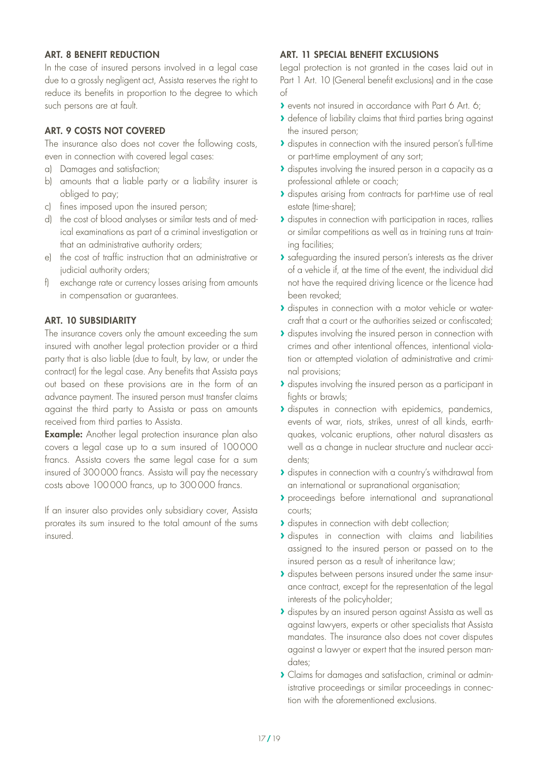### ART. 8 BENEFIT REDUCTION

In the case of insured persons involved in a legal case due to a grossly negligent act, Assista reserves the right to reduce its benefits in proportion to the degree to which such persons are at fault.

### ART. 9 COSTS NOT COVERED

The insurance also does not cover the following costs, even in connection with covered legal cases:

a) Damages and satisfaction;
b) amounts that a liable party or a liability insurer is obliged to pay;
c) fines imposed upon the insured person;
d) the cost of blood analyses or similar tests and of medical examinations as part of a criminal investigation or that an administrative authority orders;
e) the cost of traffic instruction that an administrative or judicial authority orders;
f) exchange rate or currency losses arising from amounts in compensation or guarantees.

### ART. 10 SUBSIDIARITY

The insurance covers only the amount exceeding the sum insured with another legal protection provider or a third party that is also liable (due to fault, by law, or under the contract) for the legal case. Any benefits that Assista pays out based on these provisions are in the form of an advance payment. The insured person must transfer claims against the third party to Assista or pass on amounts received from third parties to Assista.

**Example:** Another legal protection insurance plan also covers a legal case up to a sum insured of 100000 francs. Assista covers the same legal case for a sum insured of 300000 francs. Assista will pay the necessary costs above 100000 francs, up to 300000 francs.

If an insurer also provides only subsidiary cover, Assista prorates its sum insured to the total amount of the sums insured.

### ART. 11 SPECIAL BENEFIT EXCLUSIONS

Legal protection is not granted in the cases laid out in Part 1 Art. 10 (General benefit exclusions) and in the case of

- events not insured in accordance with Part 6 Art. 6;
- defence of liability claims that third parties bring against the insured person;
- disputes in connection with the insured person's full-time or part-time employment of any sort;
- disputes involving the insured person in a capacity as a professional athlete or coach;
- disputes arising from contracts for part-time use of real estate (time-share);
- disputes in connection with participation in races, rallies or similar competitions as well as in training runs at training facilities;
- safeguarding the insured person's interests as the driver of a vehicle if, at the time of the event, the individual did not have the required driving licence or the licence had been revoked;
- disputes in connection with a motor vehicle or watercraft that a court or the authorities seized or confiscated;
- disputes involving the insured person in connection with crimes and other intentional offences, intentional violation or attempted violation of administrative and criminal provisions;
- disputes involving the insured person as a participant in fights or brawls;
- disputes in connection with epidemics, pandemics, events of war, riots, strikes, unrest of all kinds, earthquakes, volcanic eruptions, other natural disasters as well as a change in nuclear structure and nuclear accidents;
- disputes in connection with a country's withdrawal from an international or supranational organisation;
- proceedings before international and supranational courts;
- disputes in connection with debt collection;
- disputes in connection with claims and liabilities assigned to the insured person or passed on to the insured person as a result of inheritance law;
- disputes between persons insured under the same insurance contract, except for the representation of the legal interests of the policyholder;
- disputes by an insured person against Assista as well as against lawyers, experts or other specialists that Assista mandates. The insurance also does not cover disputes against a lawyer or expert that the insured person mandates;
- Claims for damages and satisfaction, criminal or administrative proceedings or similar proceedings in connection with the aforementioned exclusions.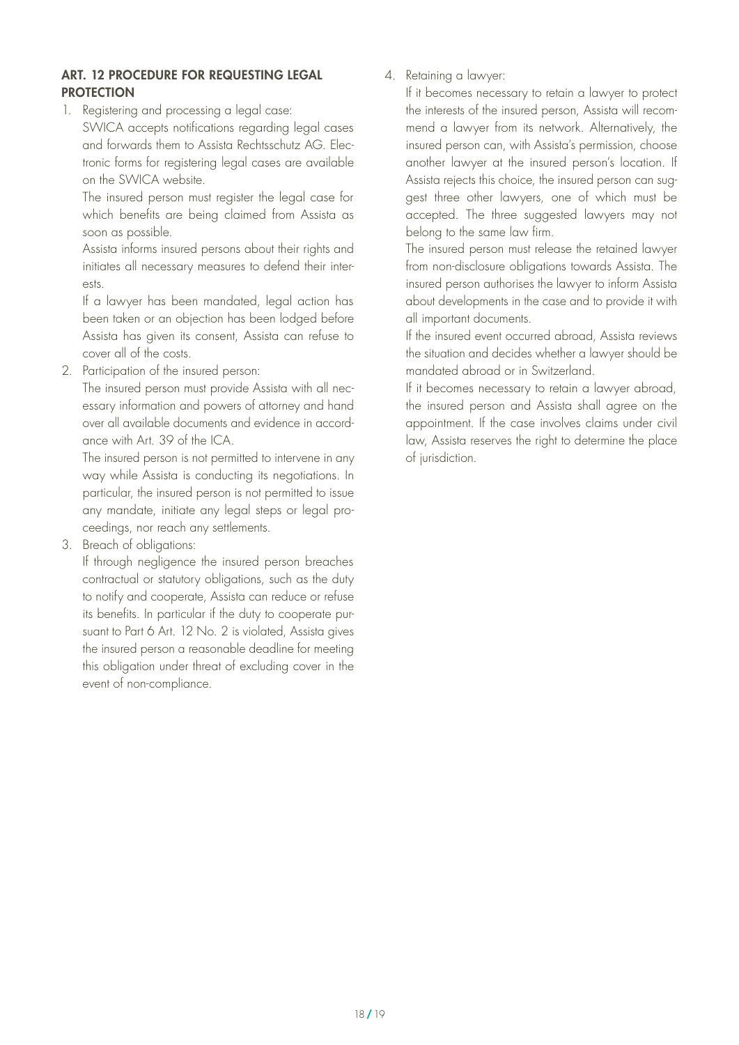## ART. 12 PROCEDURE FOR REQUESTING LEGAL PROTECTION

1. Registering and processing a legal case:
   SWICA accepts notifications regarding legal cases and forwards them to Assista Rechtsschutz AG. Electronic forms for registering legal cases are available on the SWICA website.
   The insured person must register the legal case for which benefits are being claimed from Assista as soon as possible.
   Assista informs insured persons about their rights and initiates all necessary measures to defend their interests.
   If a lawyer has been mandated, legal action has been taken or an objection has been lodged before Assista has given its consent, Assista can refuse to cover all of the costs.
2. Participation of the insured person:
   The insured person must provide Assista with all necessary information and powers of attorney and hand over all available documents and evidence in accordance with Art. 39 of the ICA.
   The insured person is not permitted to intervene in any way while Assista is conducting its negotiations. In particular, the insured person is not permitted to issue any mandate, initiate any legal steps or legal proceedings, nor reach any settlements.
3. Breach of obligations:
   If through negligence the insured person breaches contractual or statutory obligations, such as the duty to notify and cooperate, Assista can reduce or refuse its benefits. In particular if the duty to cooperate pursuant to Part 6 Art. 12 No. 2 is violated, Assista gives the insured person a reasonable deadline for meeting this obligation under threat of excluding cover in the event of non-compliance.
4. Retaining a lawyer:
   If it becomes necessary to retain a lawyer to protect the interests of the insured person, Assista will recommend a lawyer from its network. Alternatively, the insured person can, with Assista's permission, choose another lawyer at the insured person's location. If Assista rejects this choice, the insured person can suggest three other lawyers, one of which must be accepted. The three suggested lawyers may not belong to the same law firm.
   The insured person must release the retained lawyer from non-disclosure obligations towards Assista. The insured person authorises the lawyer to inform Assista about developments in the case and to provide it with all important documents.
   If the insured event occurred abroad, Assista reviews the situation and decides whether a lawyer should be mandated abroad or in Switzerland.
   If it becomes necessary to retain a lawyer abroad, the insured person and Assista shall agree on the appointment. If the case involves claims under civil law, Assista reserves the right to determine the place of jurisdiction.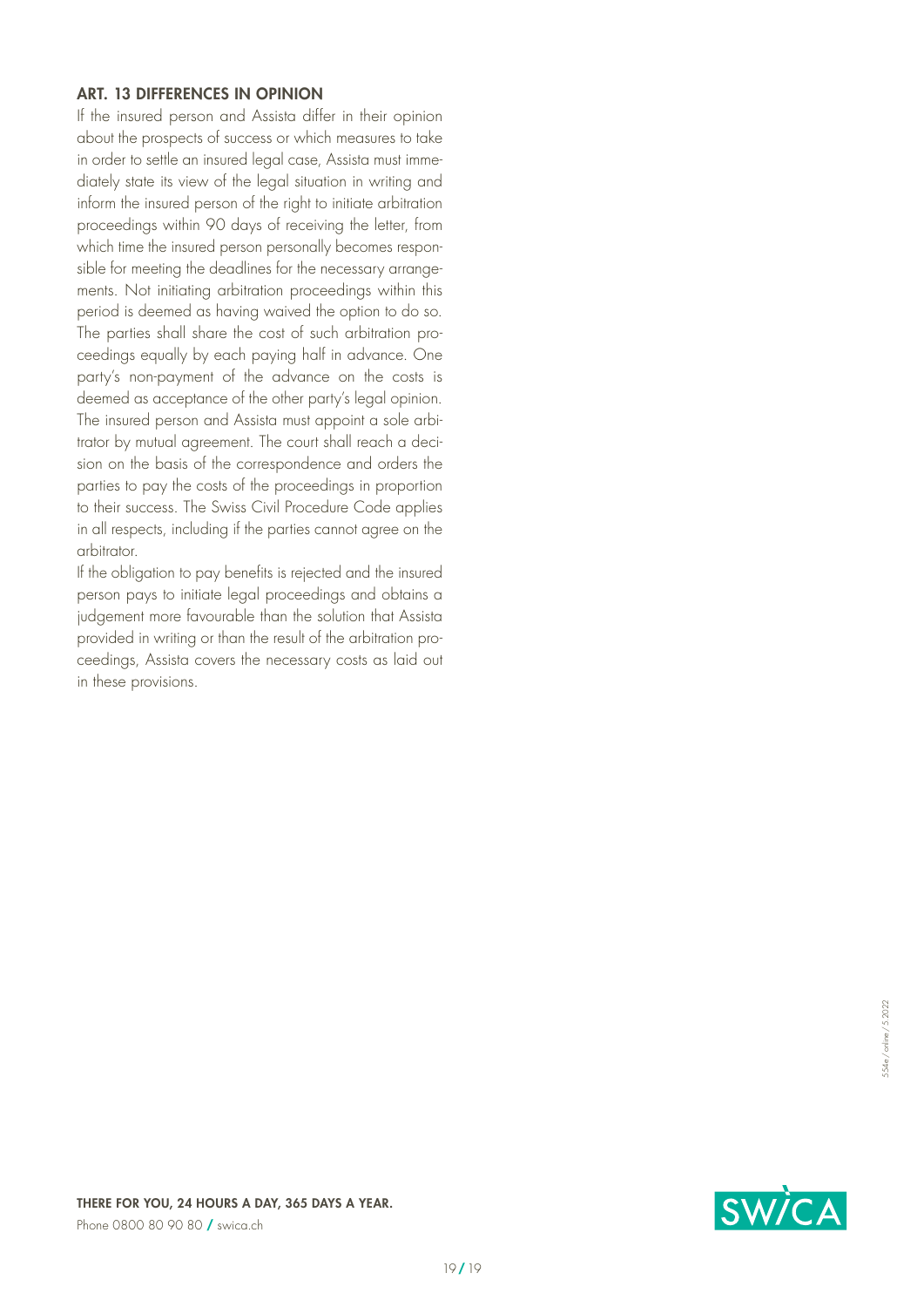### ART. 13 DIFFERENCES IN OPINION

If the insured person and Assista differ in their opinion about the prospects of success or which measures to take in order to settle an insured legal case, Assista must immediately state its view of the legal situation in writing and inform the insured person of the right to initiate arbitration proceedings within 90 days of receiving the letter, from which time the insured person personally becomes responsible for meeting the deadlines for the necessary arrangements. Not initiating arbitration proceedings within this period is deemed as having waived the option to do so. The parties shall share the cost of such arbitration proceedings equally by each paying half in advance. One party's non-payment of the advance on the costs is deemed as acceptance of the other party's legal opinion. The insured person and Assista must appoint a sole arbitrator by mutual agreement. The court shall reach a decision on the basis of the correspondence and orders the parties to pay the costs of the proceedings in proportion to their success. The Swiss Civil Procedure Code applies in all respects, including if the parties cannot agree on the arbitrator.

If the obligation to pay benefits is rejected and the insured person pays to initiate legal proceedings and obtains a judgement more favourable than the solution that Assista provided in writing or than the result of the arbitration proceedings, Assista covers the necessary costs as laid out in these provisions.

**THERE FOR YOU, 24 HOURS A DAY, 365 DAYS A YEAR.**
Phone 0800 80 90 80 / swica.ch

554e/online/5.2022